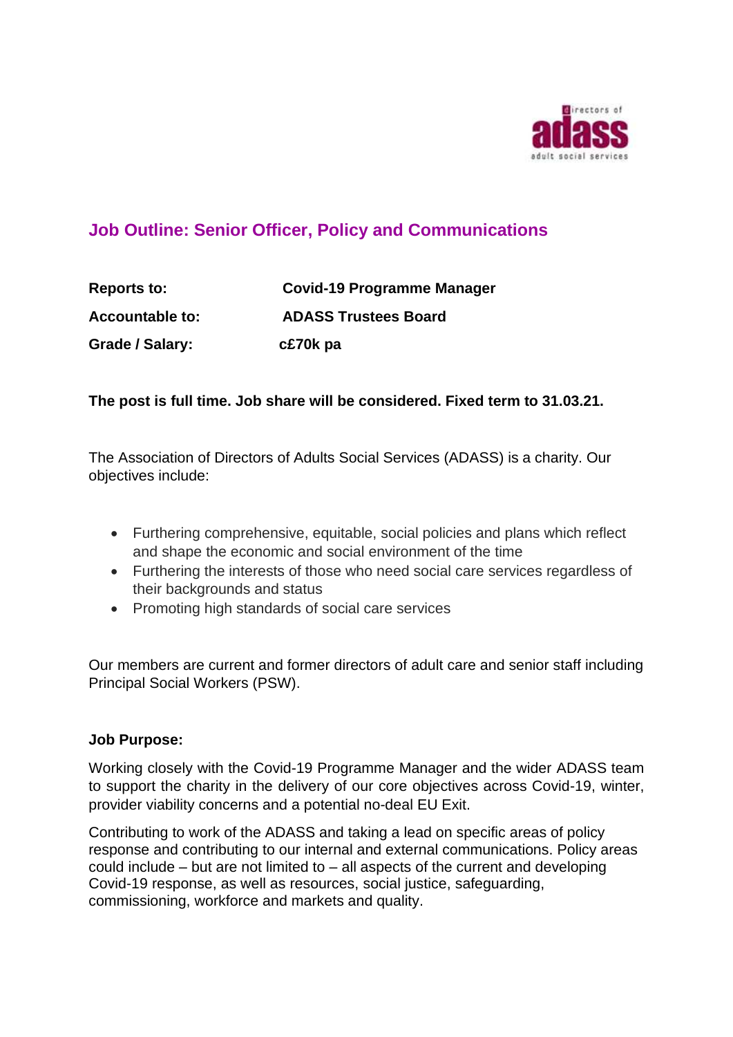## Job Outline: Senior Officer, Policy and Communications

| | |
|---|---|
| **Reports to:** | **Covid-19 Programme Manager** |
| **Accountable to:** | **ADASS Trustees Board** |
| **Grade / Salary:** | **c£70k pa** |

**The post is full time. Job share will be considered. Fixed term to 31.03.21.**

The Association of Directors of Adults Social Services (ADASS) is a charity. Our objectives include:

- Furthering comprehensive, equitable, social policies and plans which reflect and shape the economic and social environment of the time
- Furthering the interests of those who need social care services regardless of their backgrounds and status
- Promoting high standards of social care services

Our members are current and former directors of adult care and senior staff including Principal Social Workers (PSW).

**Job Purpose:**

Working closely with the Covid-19 Programme Manager and the wider ADASS team to support the charity in the delivery of our core objectives across Covid-19, winter, provider viability concerns and a potential no-deal EU Exit.

Contributing to work of the ADASS and taking a lead on specific areas of policy response and contributing to our internal and external communications. Policy areas could include – but are not limited to – all aspects of the current and developing Covid-19 response, as well as resources, social justice, safeguarding, commissioning, workforce and markets and quality.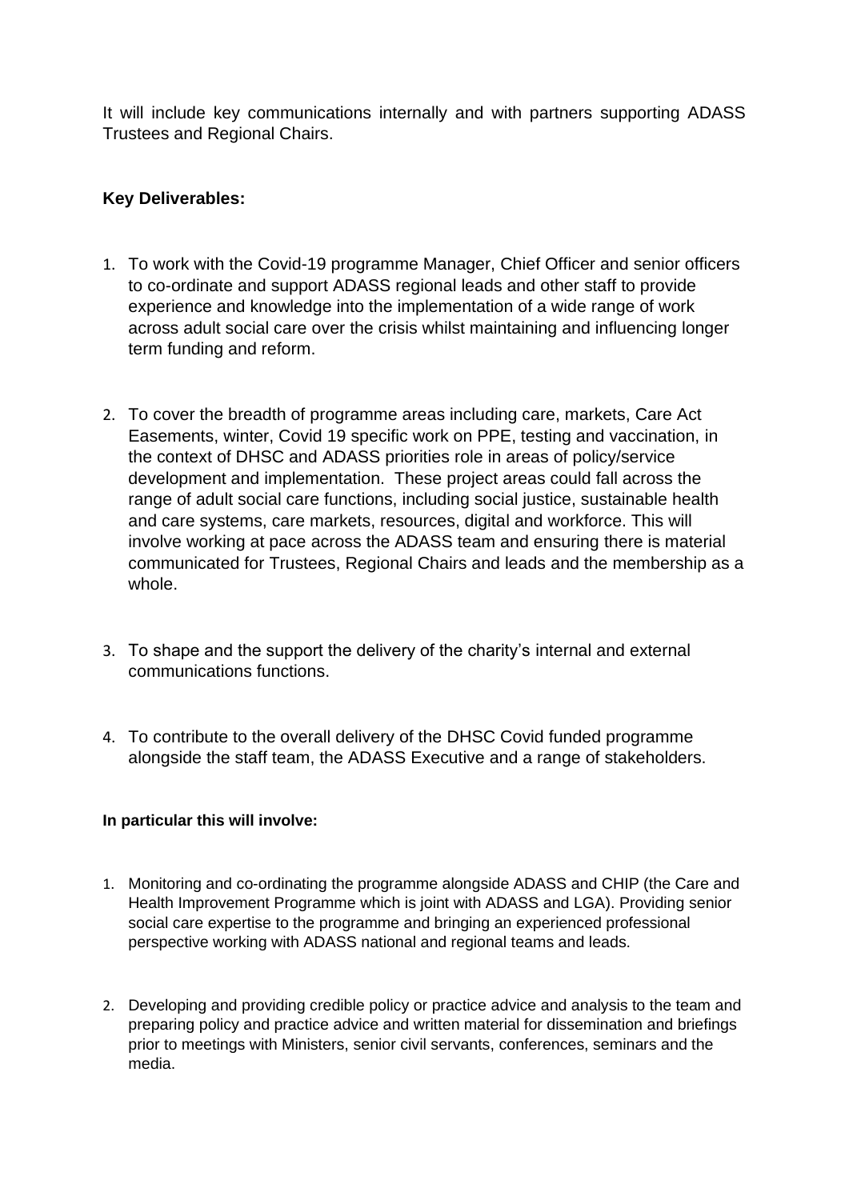It will include key communications internally and with partners supporting ADASS Trustees and Regional Chairs.

**Key Deliverables:**

1. To work with the Covid-19 programme Manager, Chief Officer and senior officers to co-ordinate and support ADASS regional leads and other staff to provide experience and knowledge into the implementation of a wide range of work across adult social care over the crisis whilst maintaining and influencing longer term funding and reform.

2. To cover the breadth of programme areas including care, markets, Care Act Easements, winter, Covid 19 specific work on PPE, testing and vaccination, in the context of DHSC and ADASS priorities role in areas of policy/service development and implementation. These project areas could fall across the range of adult social care functions, including social justice, sustainable health and care systems, care markets, resources, digital and workforce. This will involve working at pace across the ADASS team and ensuring there is material communicated for Trustees, Regional Chairs and leads and the membership as a whole.

3. To shape and the support the delivery of the charity's internal and external communications functions.

4. To contribute to the overall delivery of the DHSC Covid funded programme alongside the staff team, the ADASS Executive and a range of stakeholders.

**In particular this will involve:**

1. Monitoring and co-ordinating the programme alongside ADASS and CHIP (the Care and Health Improvement Programme which is joint with ADASS and LGA). Providing senior social care expertise to the programme and bringing an experienced professional perspective working with ADASS national and regional teams and leads.

2. Developing and providing credible policy or practice advice and analysis to the team and preparing policy and practice advice and written material for dissemination and briefings prior to meetings with Ministers, senior civil servants, conferences, seminars and the media.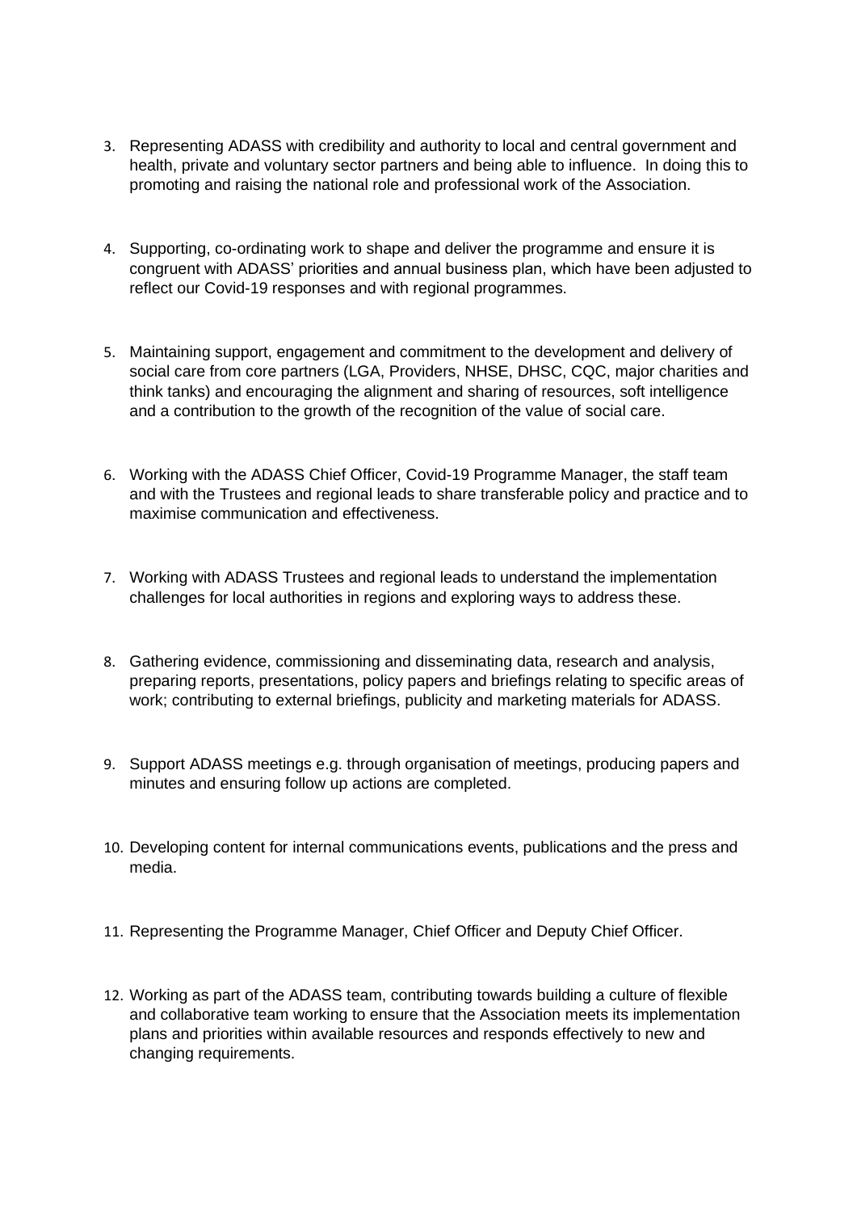3. Representing ADASS with credibility and authority to local and central government and health, private and voluntary sector partners and being able to influence.  In doing this to promoting and raising the national role and professional work of the Association.

4. Supporting, co-ordinating work to shape and deliver the programme and ensure it is congruent with ADASS' priorities and annual business plan, which have been adjusted to reflect our Covid-19 responses and with regional programmes.

5. Maintaining support, engagement and commitment to the development and delivery of social care from core partners (LGA, Providers, NHSE, DHSC, CQC, major charities and think tanks) and encouraging the alignment and sharing of resources, soft intelligence and a contribution to the growth of the recognition of the value of social care.

6. Working with the ADASS Chief Officer, Covid-19 Programme Manager, the staff team and with the Trustees and regional leads to share transferable policy and practice and to maximise communication and effectiveness.

7. Working with ADASS Trustees and regional leads to understand the implementation challenges for local authorities in regions and exploring ways to address these.

8. Gathering evidence, commissioning and disseminating data, research and analysis, preparing reports, presentations, policy papers and briefings relating to specific areas of work; contributing to external briefings, publicity and marketing materials for ADASS.

9. Support ADASS meetings e.g. through organisation of meetings, producing papers and minutes and ensuring follow up actions are completed.

10. Developing content for internal communications events, publications and the press and media.

11. Representing the Programme Manager, Chief Officer and Deputy Chief Officer.

12. Working as part of the ADASS team, contributing towards building a culture of flexible and collaborative team working to ensure that the Association meets its implementation plans and priorities within available resources and responds effectively to new and changing requirements.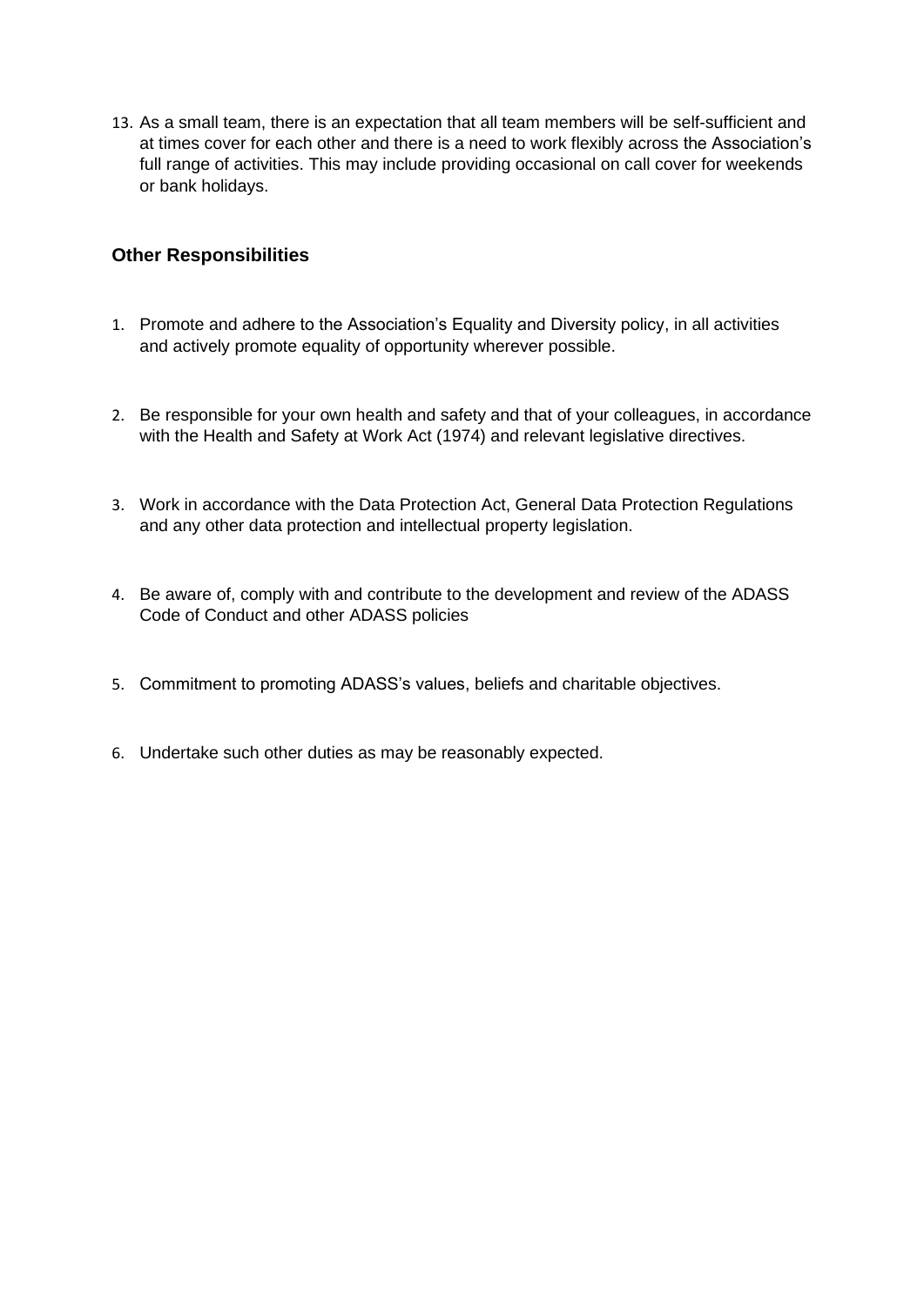13. As a small team, there is an expectation that all team members will be self-sufficient and at times cover for each other and there is a need to work flexibly across the Association's full range of activities. This may include providing occasional on call cover for weekends or bank holidays.

## Other Responsibilities

1. Promote and adhere to the Association's Equality and Diversity policy, in all activities and actively promote equality of opportunity wherever possible.

2. Be responsible for your own health and safety and that of your colleagues, in accordance with the Health and Safety at Work Act (1974) and relevant legislative directives.

3. Work in accordance with the Data Protection Act, General Data Protection Regulations and any other data protection and intellectual property legislation.

4. Be aware of, comply with and contribute to the development and review of the ADASS Code of Conduct and other ADASS policies

5. Commitment to promoting ADASS's values, beliefs and charitable objectives.

6. Undertake such other duties as may be reasonably expected.